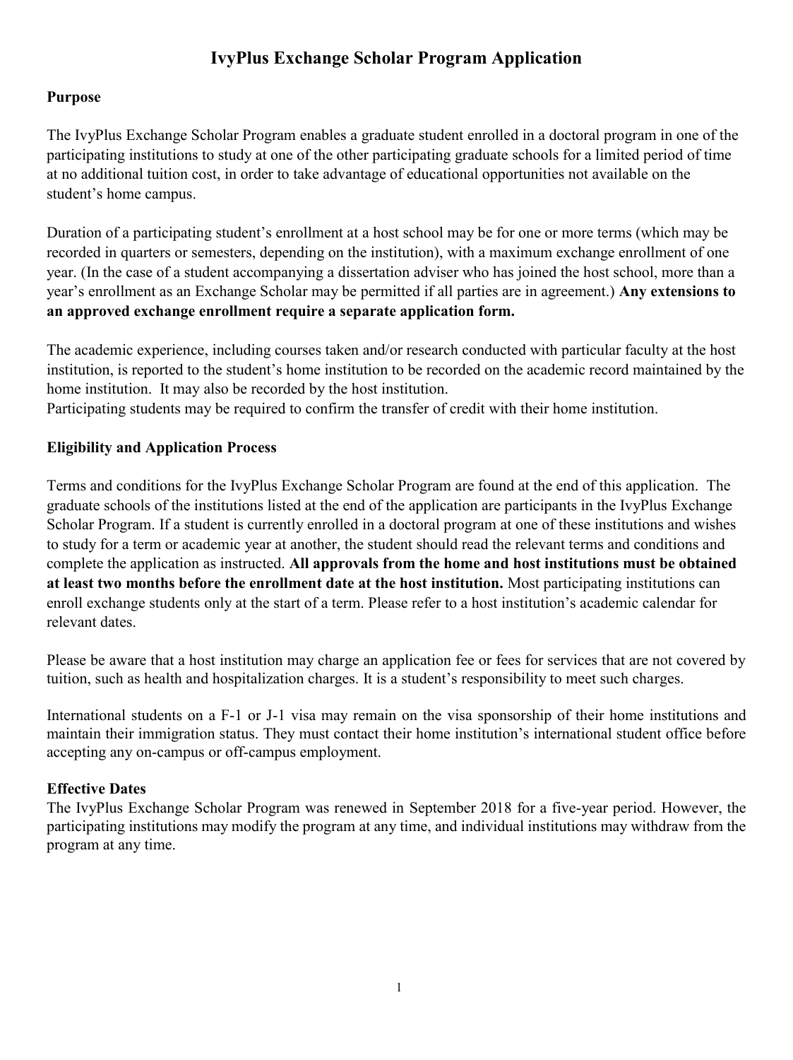# IvyPlus Exchange Scholar Program Application

## Purpose

The IvyPlus Exchange Scholar Program enables a graduate student enrolled in a doctoral program in one of the participating institutions to study at one of the other participating graduate schools for a limited period of time at no additional tuition cost, in order to take advantage of educational opportunities not available on the student's home campus.

Duration of a participating student's enrollment at a host school may be for one or more terms (which may be recorded in quarters or semesters, depending on the institution), with a maximum exchange enrollment of one year. (In the case of a student accompanying a dissertation adviser who has joined the host school, more than a year's enrollment as an Exchange Scholar may be permitted if all parties are in agreement.) **Any extensions to an approved exchange enrollment require a separate application form.**

The academic experience, including courses taken and/or research conducted with particular faculty at the host institution, is reported to the student's home institution to be recorded on the academic record maintained by the home institution. It may also be recorded by the host institution.
Participating students may be required to confirm the transfer of credit with their home institution.

## Eligibility and Application Process

Terms and conditions for the IvyPlus Exchange Scholar Program are found at the end of this application. The graduate schools of the institutions listed at the end of the application are participants in the IvyPlus Exchange Scholar Program. If a student is currently enrolled in a doctoral program at one of these institutions and wishes to study for a term or academic year at another, the student should read the relevant terms and conditions and complete the application as instructed. **All approvals from the home and host institutions must be obtained at least two months before the enrollment date at the host institution.** Most participating institutions can enroll exchange students only at the start of a term. Please refer to a host institution's academic calendar for relevant dates.

Please be aware that a host institution may charge an application fee or fees for services that are not covered by tuition, such as health and hospitalization charges. It is a student's responsibility to meet such charges.

International students on a F-1 or J-1 visa may remain on the visa sponsorship of their home institutions and maintain their immigration status. They must contact their home institution's international student office before accepting any on-campus or off-campus employment.

## Effective Dates

The IvyPlus Exchange Scholar Program was renewed in September 2018 for a five-year period. However, the participating institutions may modify the program at any time, and individual institutions may withdraw from the program at any time.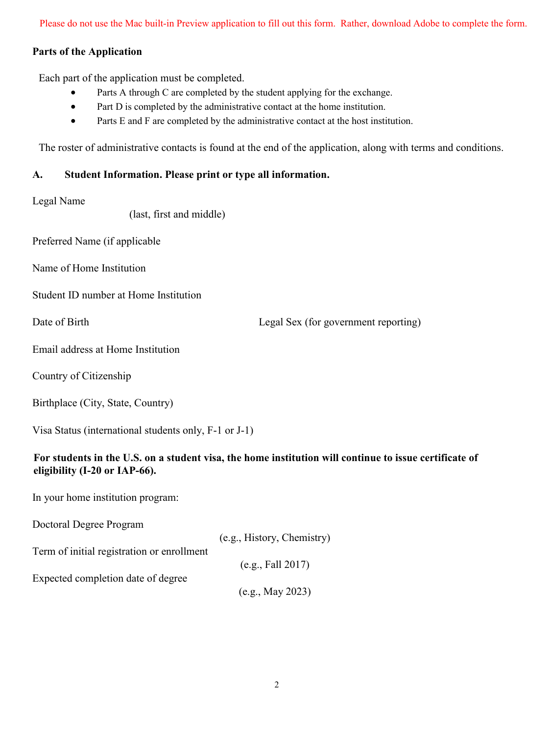Please do not use the Mac built-in Preview application to fill out this form. Rather, download Adobe to complete the form.

**Parts of the Application**

Each part of the application must be completed.

- Parts A through C are completed by the student applying for the exchange.
- Part D is completed by the administrative contact at the home institution.
- Parts E and F are completed by the administrative contact at the host institution.

The roster of administrative contacts is found at the end of the application, along with terms and conditions.

## A. Student Information. Please print or type all information.

Legal Name
(last, first and middle)

Preferred Name (if applicable

Name of Home Institution

Student ID number at Home Institution

Date of Birth

Legal Sex (for government reporting)

Email address at Home Institution

Country of Citizenship

Birthplace (City, State, Country)

Visa Status (international students only, F-1 or J-1)

**For students in the U.S. on a student visa, the home institution will continue to issue certificate of eligibility (I-20 or IAP-66).**

In your home institution program:

Doctoral Degree Program
(e.g., History, Chemistry)

Term of initial registration or enrollment
(e.g., Fall 2017)

Expected completion date of degree
(e.g., May 2023)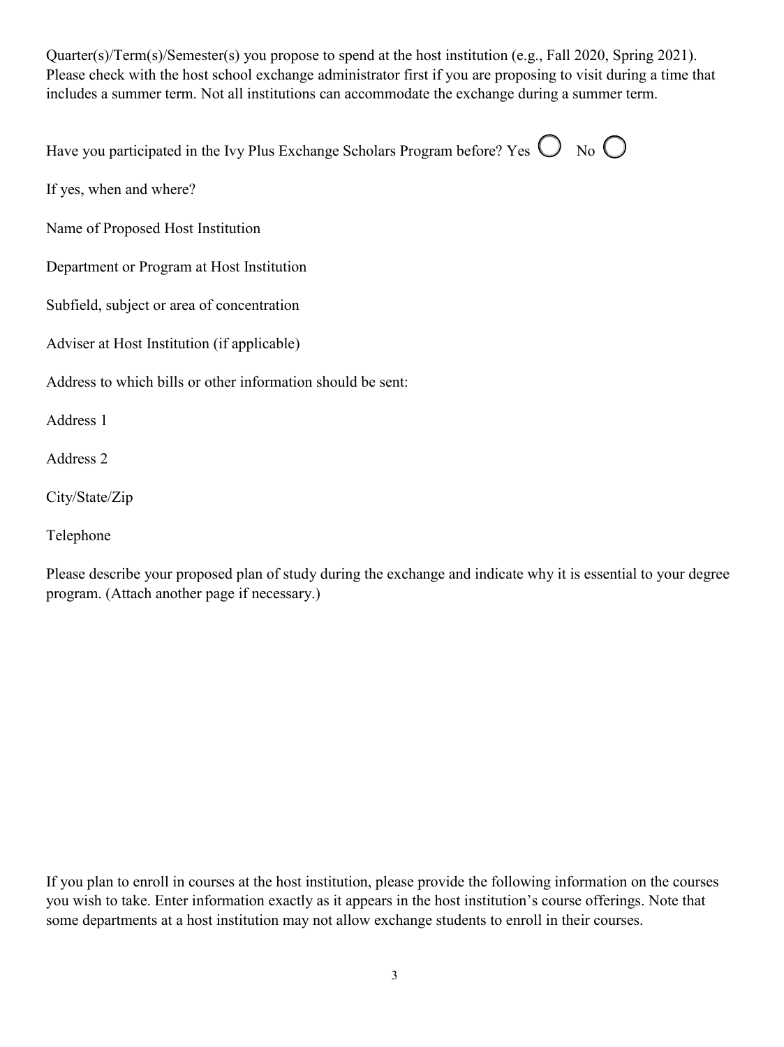Quarter(s)/Term(s)/Semester(s) you propose to spend at the host institution (e.g., Fall 2020, Spring 2021). Please check with the host school exchange administrator first if you are proposing to visit during a time that includes a summer term. Not all institutions can accommodate the exchange during a summer term.

Have you participated in the Ivy Plus Exchange Scholars Program before? Yes ◯ No ◯

If yes, when and where?

Name of Proposed Host Institution

Department or Program at Host Institution

Subfield, subject or area of concentration

Adviser at Host Institution (if applicable)

Address to which bills or other information should be sent:

Address 1

Address 2

City/State/Zip

Telephone

Please describe your proposed plan of study during the exchange and indicate why it is essential to your degree program. (Attach another page if necessary.)

If you plan to enroll in courses at the host institution, please provide the following information on the courses you wish to take. Enter information exactly as it appears in the host institution's course offerings. Note that some departments at a host institution may not allow exchange students to enroll in their courses.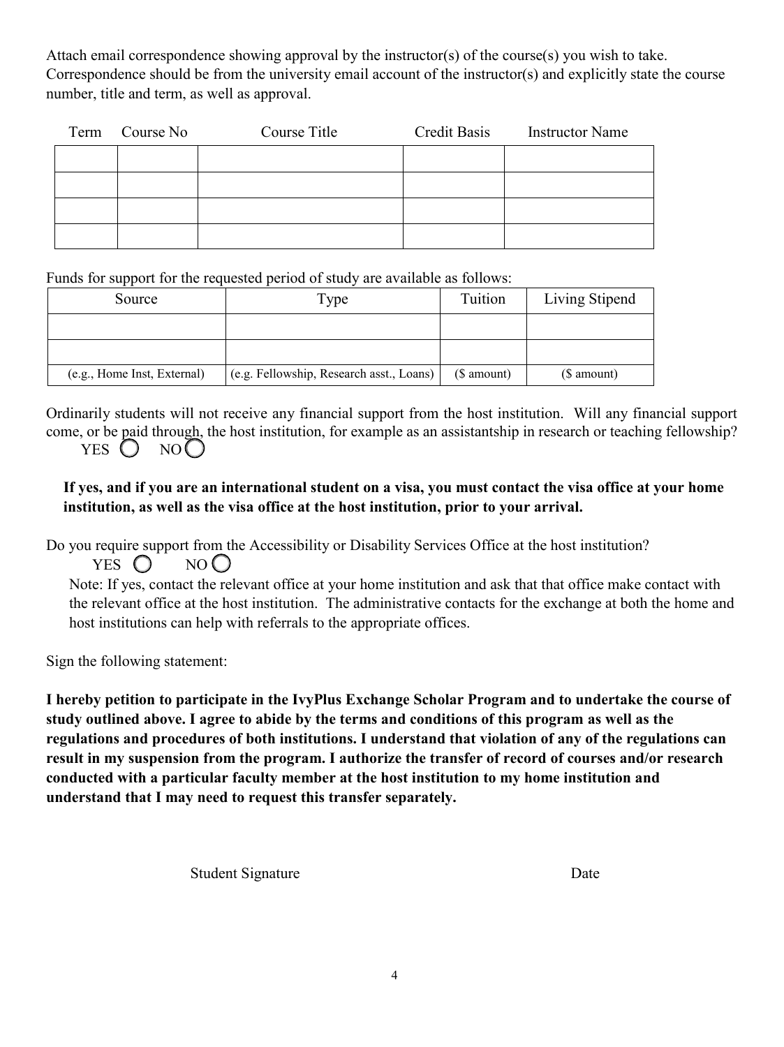Attach email correspondence showing approval by the instructor(s) of the course(s) you wish to take. Correspondence should be from the university email account of the instructor(s) and explicitly state the course number, title and term, as well as approval.

| Term | Course No | Course Title | Credit Basis | Instructor Name |
|---|---|---|---|---|
| | | | | |
| | | | | |
| | | | | |
| | | | | |

Funds for support for the requested period of study are available as follows:

| Source | Type | Tuition | Living Stipend |
|---|---|---|---|
| | | | |
| | | | |
| (e.g., Home Inst, External) | (e.g. Fellowship, Research asst., Loans) | ($ amount) | ($ amount) |

Ordinarily students will not receive any financial support from the host institution. Will any financial support come, or be paid through, the host institution, for example as an assistantship in research or teaching fellowship?

YES ◯ NO ◯

**If yes, and if you are an international student on a visa, you must contact the visa office at your home institution, as well as the visa office at the host institution, prior to your arrival.**

Do you require support from the Accessibility or Disability Services Office at the host institution?

YES ◯ NO ◯

Note: If yes, contact the relevant office at your home institution and ask that that office make contact with the relevant office at the host institution. The administrative contacts for the exchange at both the home and host institutions can help with referrals to the appropriate offices.

Sign the following statement:

**I hereby petition to participate in the IvyPlus Exchange Scholar Program and to undertake the course of study outlined above. I agree to abide by the terms and conditions of this program as well as the regulations and procedures of both institutions. I understand that violation of any of the regulations can result in my suspension from the program. I authorize the transfer of record of courses and/or research conducted with a particular faculty member at the host institution to my home institution and understand that I may need to request this transfer separately.**

Student Signature Date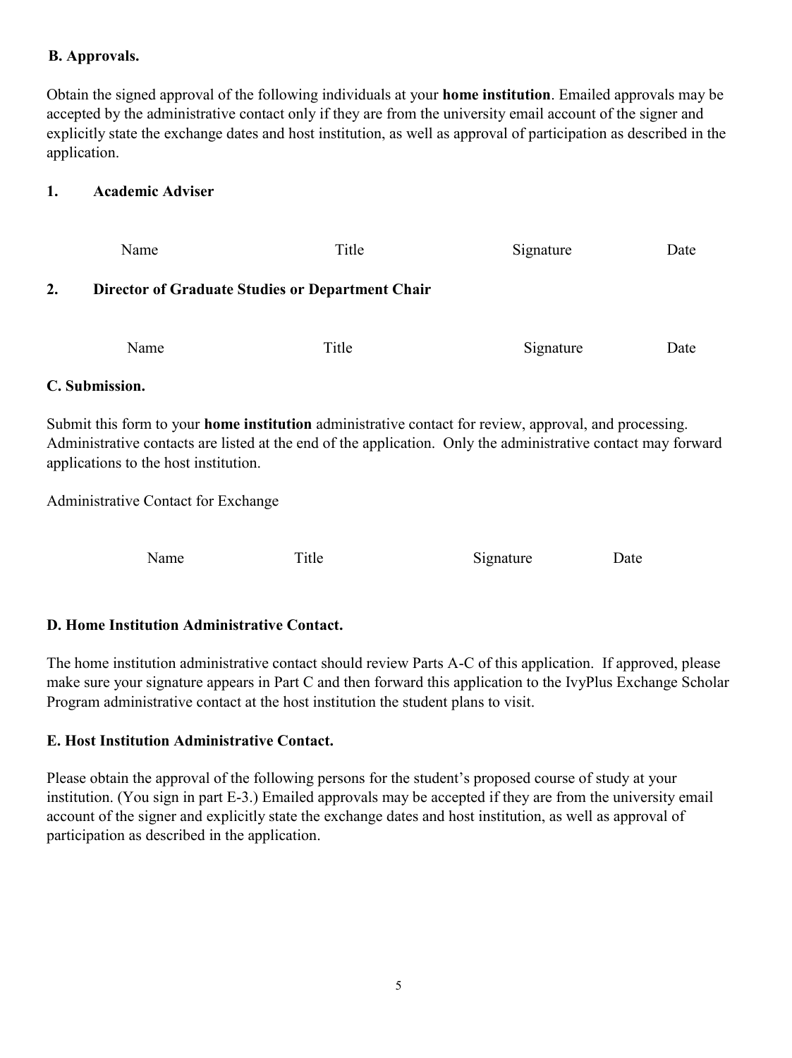**B. Approvals.**

Obtain the signed approval of the following individuals at your **home institution**. Emailed approvals may be accepted by the administrative contact only if they are from the university email account of the signer and explicitly state the exchange dates and host institution, as well as approval of participation as described in the application.

**1. Academic Adviser**

| Name | Title | Signature | Date |
|---|---|---|---|

**2. Director of Graduate Studies or Department Chair**

| Name | Title | Signature | Date |
|---|---|---|---|

**C. Submission.**

Submit this form to your **home institution** administrative contact for review, approval, and processing. Administrative contacts are listed at the end of the application. Only the administrative contact may forward applications to the host institution.

Administrative Contact for Exchange

| Name | Title | Signature | Date |
|---|---|---|---|

**D. Home Institution Administrative Contact.**

The home institution administrative contact should review Parts A-C of this application. If approved, please make sure your signature appears in Part C and then forward this application to the IvyPlus Exchange Scholar Program administrative contact at the host institution the student plans to visit.

**E. Host Institution Administrative Contact.**

Please obtain the approval of the following persons for the student's proposed course of study at your institution. (You sign in part E-3.) Emailed approvals may be accepted if they are from the university email account of the signer and explicitly state the exchange dates and host institution, as well as approval of participation as described in the application.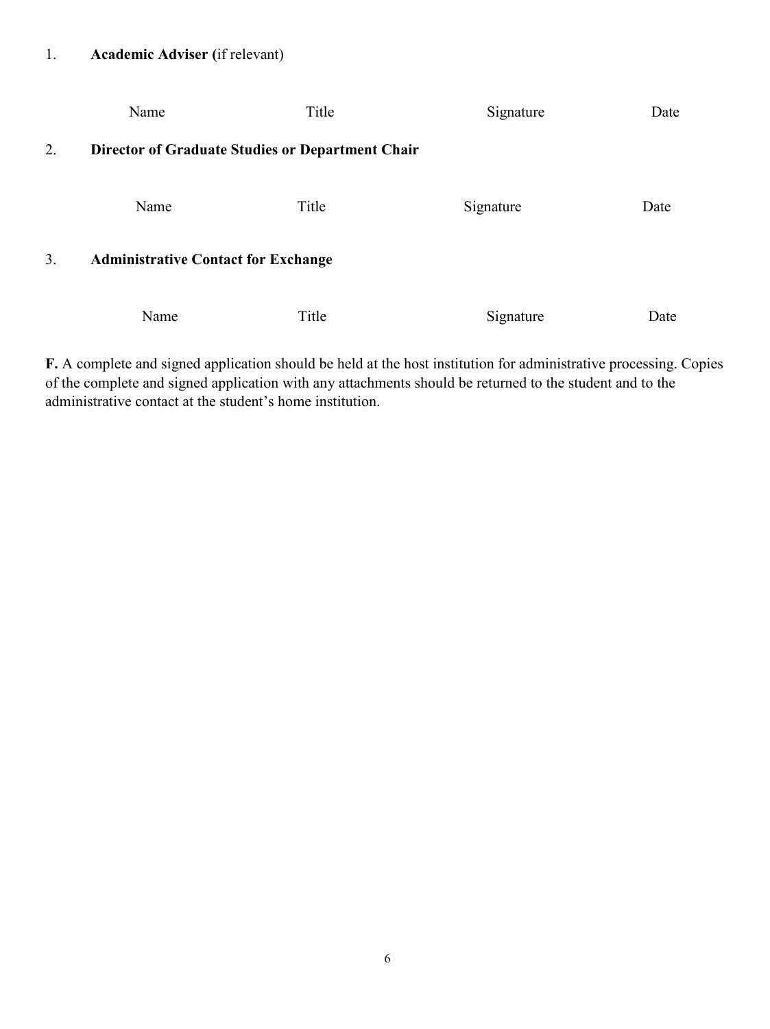1. **Academic Adviser (**if relevant)

| Name | Title | Signature | Date |
|---|---|---|---|

2. **Director of Graduate Studies or Department Chair**

| Name | Title | Signature | Date |
|---|---|---|---|

3. **Administrative Contact for Exchange**

| Name | Title | Signature | Date |
|---|---|---|---|

**F.** A complete and signed application should be held at the host institution for administrative processing. Copies of the complete and signed application with any attachments should be returned to the student and to the administrative contact at the student's home institution.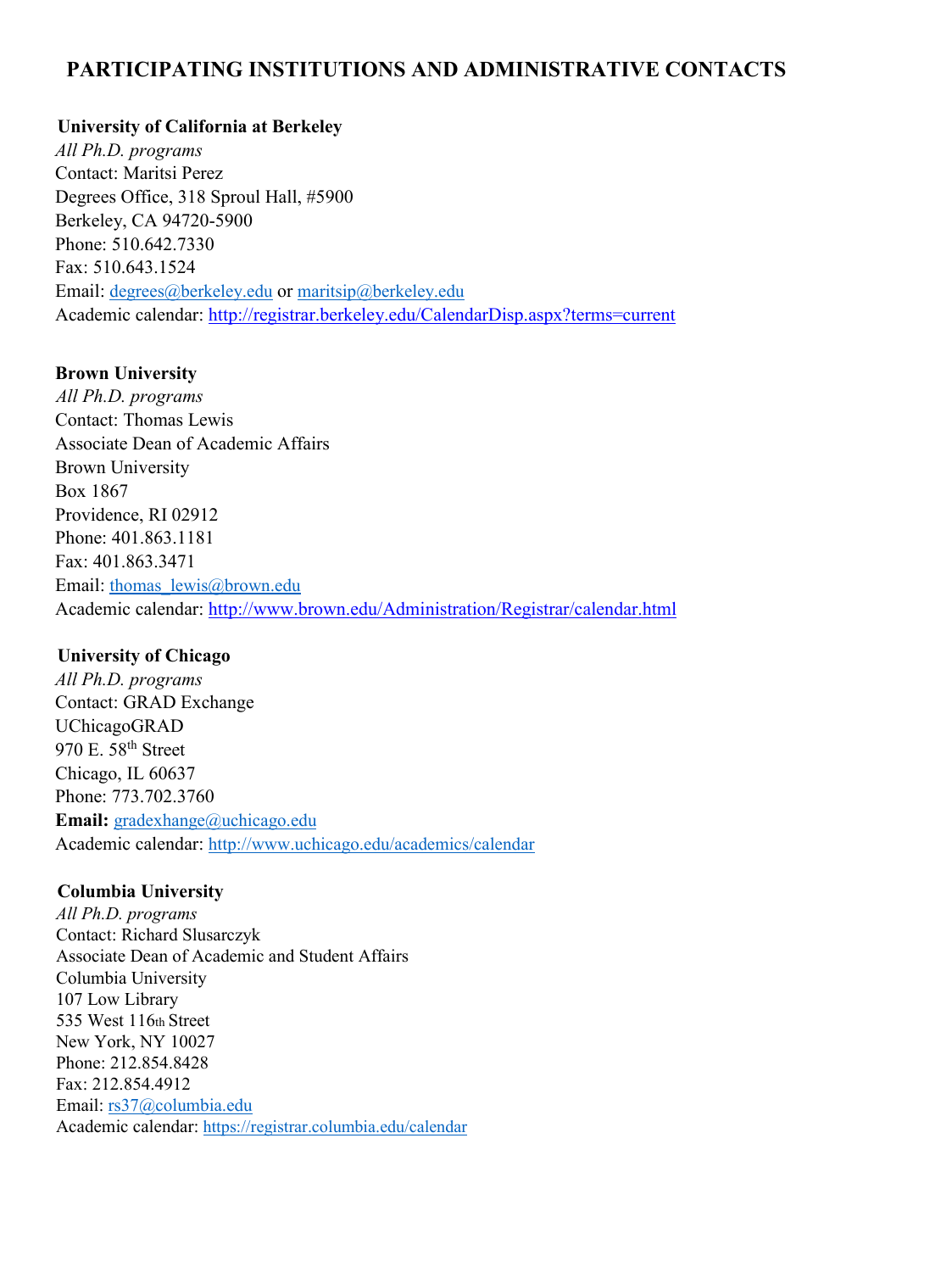# PARTICIPATING INSTITUTIONS AND ADMINISTRATIVE CONTACTS

**University of California at Berkeley**
*All Ph.D. programs*
Contact: Maritsi Perez
Degrees Office, 318 Sproul Hall, #5900
Berkeley, CA 94720-5900
Phone: 510.642.7330
Fax: 510.643.1524
Email: degrees@berkeley.edu or maritsip@berkeley.edu
Academic calendar: http://registrar.berkeley.edu/CalendarDisp.aspx?terms=current

**Brown University**
*All Ph.D. programs*
Contact: Thomas Lewis
Associate Dean of Academic Affairs
Brown University
Box 1867
Providence, RI 02912
Phone: 401.863.1181
Fax: 401.863.3471
Email: thomas_lewis@brown.edu
Academic calendar: http://www.brown.edu/Administration/Registrar/calendar.html

**University of Chicago**
*All Ph.D. programs*
Contact: GRAD Exchange
UChicagoGRAD
970 E. 58th Street
Chicago, IL 60637
Phone: 773.702.3760
**Email:** gradexhange@uchicago.edu
Academic calendar: http://www.uchicago.edu/academics/calendar

**Columbia University**
*All Ph.D. programs*
Contact: Richard Slusarczyk
Associate Dean of Academic and Student Affairs
Columbia University
107 Low Library
535 West 116th Street
New York, NY 10027
Phone: 212.854.8428
Fax: 212.854.4912
Email: rs37@columbia.edu
Academic calendar: https://registrar.columbia.edu/calendar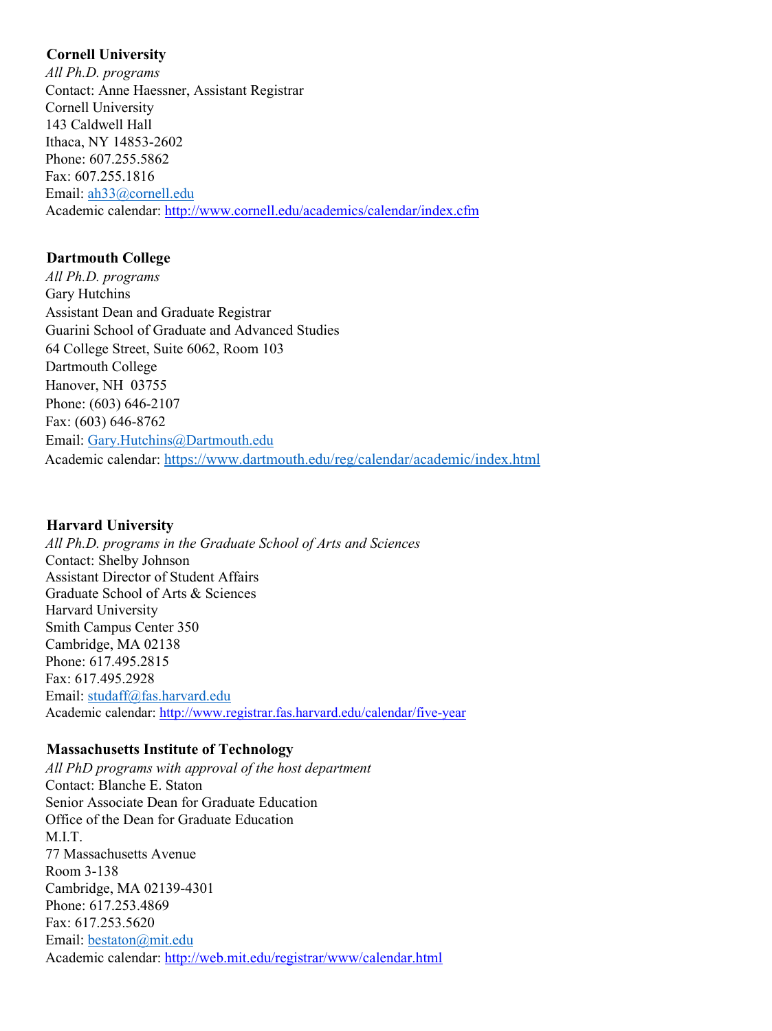**Cornell University**

*All Ph.D. programs*

Contact: Anne Haessner, Assistant Registrar  
Cornell University  
143 Caldwell Hall  
Ithaca, NY 14853-2602  
Phone: 607.255.5862  
Fax: 607.255.1816  
Email: ah33@cornell.edu  
Academic calendar: http://www.cornell.edu/academics/calendar/index.cfm

**Dartmouth College**

*All Ph.D. programs*

Gary Hutchins  
Assistant Dean and Graduate Registrar  
Guarini School of Graduate and Advanced Studies  
64 College Street, Suite 6062, Room 103  
Dartmouth College  
Hanover, NH 03755  
Phone: (603) 646-2107  
Fax: (603) 646-8762  
Email: Gary.Hutchins@Dartmouth.edu  
Academic calendar: https://www.dartmouth.edu/reg/calendar/academic/index.html

**Harvard University**

*All Ph.D. programs in the Graduate School of Arts and Sciences*

Contact: Shelby Johnson  
Assistant Director of Student Affairs  
Graduate School of Arts & Sciences  
Harvard University  
Smith Campus Center 350  
Cambridge, MA 02138  
Phone: 617.495.2815  
Fax: 617.495.2928  
Email: studaff@fas.harvard.edu  
Academic calendar: http://www.registrar.fas.harvard.edu/calendar/five-year

**Massachusetts Institute of Technology**

*All PhD programs with approval of the host department*

Contact: Blanche E. Staton  
Senior Associate Dean for Graduate Education  
Office of the Dean for Graduate Education  
M.I.T.  
77 Massachusetts Avenue  
Room 3-138  
Cambridge, MA 02139-4301  
Phone: 617.253.4869  
Fax: 617.253.5620  
Email: bestaton@mit.edu  
Academic calendar: http://web.mit.edu/registrar/www/calendar.html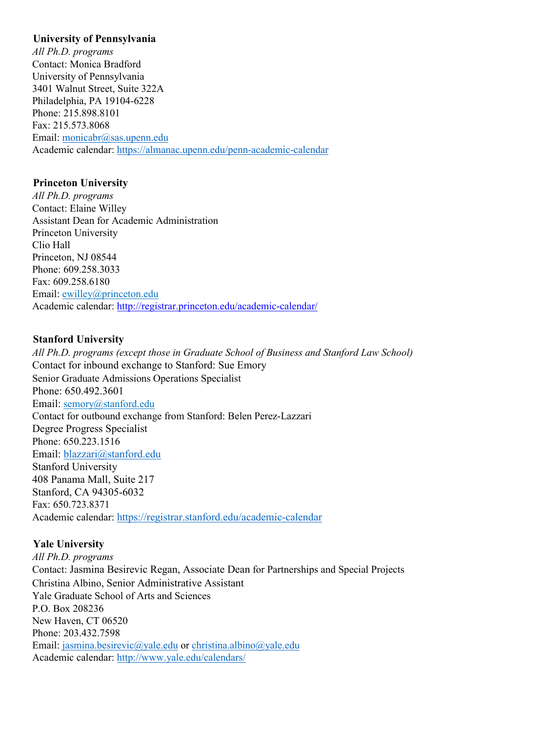**University of Pennsylvania**
*All Ph.D. programs*
Contact: Monica Bradford
University of Pennsylvania
3401 Walnut Street, Suite 322A
Philadelphia, PA 19104-6228
Phone: 215.898.8101
Fax: 215.573.8068
Email: monicabr@sas.upenn.edu
Academic calendar: https://almanac.upenn.edu/penn-academic-calendar

**Princeton University**
*All Ph.D. programs*
Contact: Elaine Willey
Assistant Dean for Academic Administration
Princeton University
Clio Hall
Princeton, NJ 08544
Phone: 609.258.3033
Fax: 609.258.6180
Email: ewilley@princeton.edu
Academic calendar: http://registrar.princeton.edu/academic-calendar/

**Stanford University**
*All Ph.D. programs (except those in Graduate School of Business and Stanford Law School)*
Contact for inbound exchange to Stanford: Sue Emory
Senior Graduate Admissions Operations Specialist
Phone: 650.492.3601
Email: semory@stanford.edu
Contact for outbound exchange from Stanford: Belen Perez-Lazzari
Degree Progress Specialist
Phone: 650.223.1516
Email: blazzari@stanford.edu
Stanford University
408 Panama Mall, Suite 217
Stanford, CA 94305-6032
Fax: 650.723.8371
Academic calendar: https://registrar.stanford.edu/academic-calendar

**Yale University**
*All Ph.D. programs*
Contact: Jasmina Besirevic Regan, Associate Dean for Partnerships and Special Projects
Christina Albino, Senior Administrative Assistant
Yale Graduate School of Arts and Sciences
P.O. Box 208236
New Haven, CT 06520
Phone: 203.432.7598
Email: jasmina.besirevic@yale.edu or christina.albino@yale.edu
Academic calendar: http://www.yale.edu/calendars/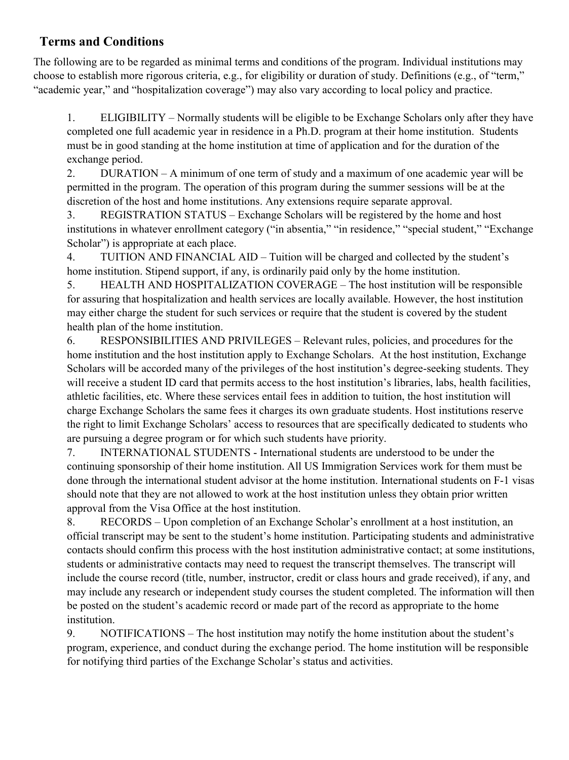## Terms and Conditions

The following are to be regarded as minimal terms and conditions of the program. Individual institutions may choose to establish more rigorous criteria, e.g., for eligibility or duration of study. Definitions (e.g., of "term," "academic year," and "hospitalization coverage") may also vary according to local policy and practice.

1. ELIGIBILITY – Normally students will be eligible to be Exchange Scholars only after they have completed one full academic year in residence in a Ph.D. program at their home institution. Students must be in good standing at the home institution at time of application and for the duration of the exchange period.
2. DURATION – A minimum of one term of study and a maximum of one academic year will be permitted in the program. The operation of this program during the summer sessions will be at the discretion of the host and home institutions. Any extensions require separate approval.
3. REGISTRATION STATUS – Exchange Scholars will be registered by the home and host institutions in whatever enrollment category ("in absentia," "in residence," "special student," "Exchange Scholar") is appropriate at each place.
4. TUITION AND FINANCIAL AID – Tuition will be charged and collected by the student's home institution. Stipend support, if any, is ordinarily paid only by the home institution.
5. HEALTH AND HOSPITALIZATION COVERAGE – The host institution will be responsible for assuring that hospitalization and health services are locally available. However, the host institution may either charge the student for such services or require that the student is covered by the student health plan of the home institution.
6. RESPONSIBILITIES AND PRIVILEGES – Relevant rules, policies, and procedures for the home institution and the host institution apply to Exchange Scholars. At the host institution, Exchange Scholars will be accorded many of the privileges of the host institution's degree-seeking students. They will receive a student ID card that permits access to the host institution's libraries, labs, health facilities, athletic facilities, etc. Where these services entail fees in addition to tuition, the host institution will charge Exchange Scholars the same fees it charges its own graduate students. Host institutions reserve the right to limit Exchange Scholars' access to resources that are specifically dedicated to students who are pursuing a degree program or for which such students have priority.
7. INTERNATIONAL STUDENTS - International students are understood to be under the continuing sponsorship of their home institution. All US Immigration Services work for them must be done through the international student advisor at the home institution. International students on F-1 visas should note that they are not allowed to work at the host institution unless they obtain prior written approval from the Visa Office at the host institution.
8. RECORDS – Upon completion of an Exchange Scholar's enrollment at a host institution, an official transcript may be sent to the student's home institution. Participating students and administrative contacts should confirm this process with the host institution administrative contact; at some institutions, students or administrative contacts may need to request the transcript themselves. The transcript will include the course record (title, number, instructor, credit or class hours and grade received), if any, and may include any research or independent study courses the student completed. The information will then be posted on the student's academic record or made part of the record as appropriate to the home institution.
9. NOTIFICATIONS – The host institution may notify the home institution about the student's program, experience, and conduct during the exchange period. The home institution will be responsible for notifying third parties of the Exchange Scholar's status and activities.